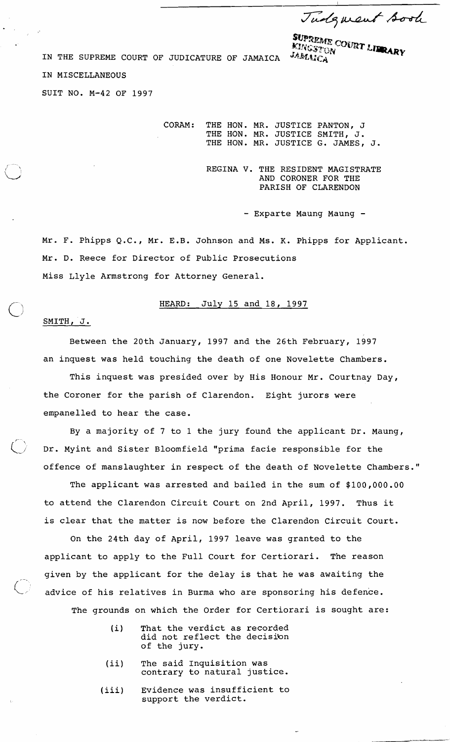Judgment Book

SUPREME COURT LIBRARY
KINGSTON
JAMAICA

IN THE SUPREME COURT OF JUDICATURE OF JAMAICA

IN MISCELLANEOUS

SUIT NO. M-42 OF 1997

CORAM: THE HON. MR. JUSTICE PANTON, J
THE HON. MR. JUSTICE SMITH, J.
THE HON. MR. JUSTICE G. JAMES, J.

REGINA V. THE RESIDENT MAGISTRATE AND CORONER FOR THE PARISH OF CLARENDON

- Exparte Maung Maung -

Mr. F. Phipps Q.C., Mr. E.B. Johnson and Ms. K. Phipps for Applicant.
Mr. D. Reece for Director of Public Prosecutions
Miss Llyle Armstrong for Attorney General.

HEARD: July 15 and 18, 1997

SMITH, J.

Between the 20th January, 1997 and the 26th February, 1997 an inquest was held touching the death of one Novelette Chambers.

This inquest was presided over by His Honour Mr. Courtnay Day, the Coroner for the parish of Clarendon. Eight jurors were empanelled to hear the case.

By a majority of 7 to 1 the jury found the applicant Dr. Maung, Dr. Myint and Sister Bloomfield "prima facie responsible for the offence of manslaughter in respect of the death of Novelette Chambers."

The applicant was arrested and bailed in the sum of $100,000.00 to attend the Clarendon Circuit Court on 2nd April, 1997. Thus it is clear that the matter is now before the Clarendon Circuit Court.

On the 24th day of April, 1997 leave was granted to the applicant to apply to the Full Court for Certiorari. The reason given by the applicant for the delay is that he was awaiting the advice of his relatives in Burma who are sponsoring his defence.

The grounds on which the Order for Certiorari is sought are:

(i) That the verdict as recorded did not reflect the decision of the jury.

(ii) The said Inquisition was contrary to natural justice.

(iii) Evidence was insufficient to support the verdict.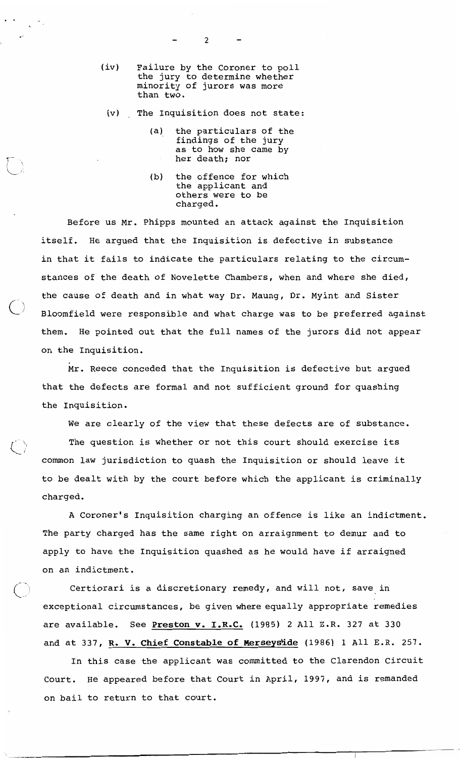(iv) Failure by the Coroner to poll the jury to determine whether minority of jurors was more than two.

(v) The Inquisition does not state:

   (a) the particulars of the findings of the jury as to how she came by her death; nor

   (b) the offence for which the applicant and others were to be charged.

Before us Mr. Phipps mounted an attack against the Inquisition itself. He argued that the Inquisition is defective in substance in that it fails to indicate the particulars relating to the circumstances of the death of Novelette Chambers, when and where she died, the cause of death and in what way Dr. Maung, Dr. Myint and Sister Bloomfield were responsible and what charge was to be preferred against them. He pointed out that the full names of the jurors did not appear on the Inquisition.

Mr. Reece conceded that the Inquisition is defective but argued that the defects are formal and not sufficient ground for quashing the Inquisition.

We are clearly of the view that these defects are of substance.

The question is whether or not this court should exercise its common law jurisdiction to quash the Inquisition or should leave it to be dealt with by the court before which the applicant is criminally charged.

A Coroner's Inquisition charging an offence is like an indictment. The party charged has the same right on arraignment to demur and to apply to have the Inquisition quashed as he would have if arraigned on an indictment.

Certiorari is a discretionary remedy, and will not, save in exceptional circumstances, be given where equally appropriate remedies are available. See **Preston v. I.R.C.** (1985) 2 All E.R. 327 at 330 and at 337, **R. V. Chief Constable of Merseyside** (1986) 1 All E.R. 257.

In this case the applicant was committed to the Clarendon Circuit Court. He appeared before that Court in April, 1997, and is remanded on bail to return to that court.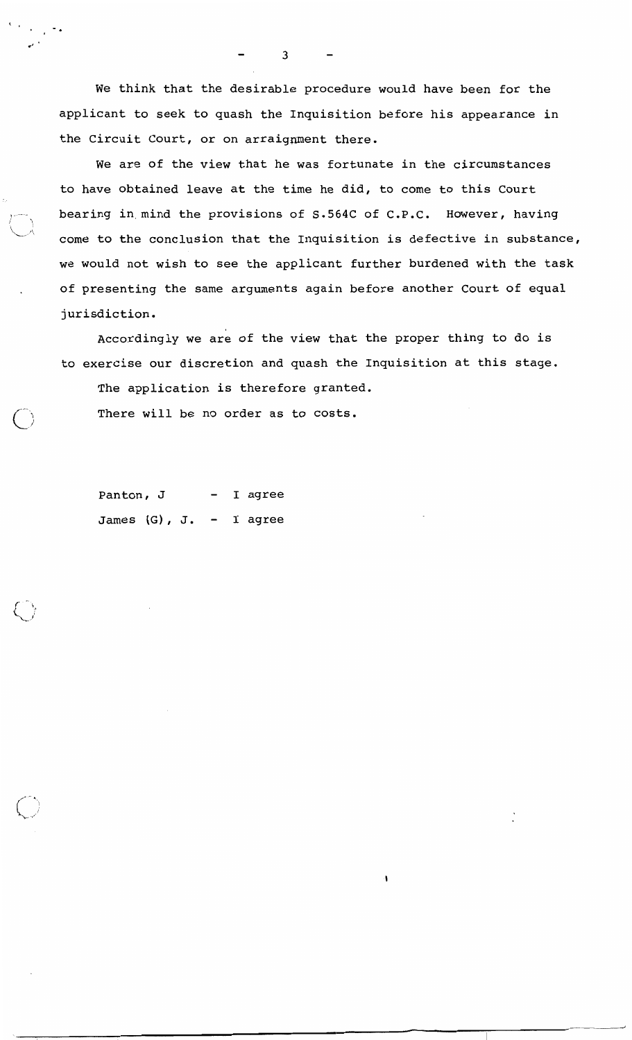We think that the desirable procedure would have been for the applicant to seek to quash the Inquisition before his appearance in the Circuit Court, or on arraignment there.

We are of the view that he was fortunate in the circumstances to have obtained leave at the time he did, to come to this Court bearing in mind the provisions of S.564C of C.P.C. However, having come to the conclusion that the Inquisition is defective in substance, we would not wish to see the applicant further burdened with the task of presenting the same arguments again before another Court of equal jurisdiction.

Accordingly we are of the view that the proper thing to do is to exercise our discretion and quash the Inquisition at this stage.

The application is therefore granted.

There will be no order as to costs.

Panton, J - I agree

James (G), J. - I agree